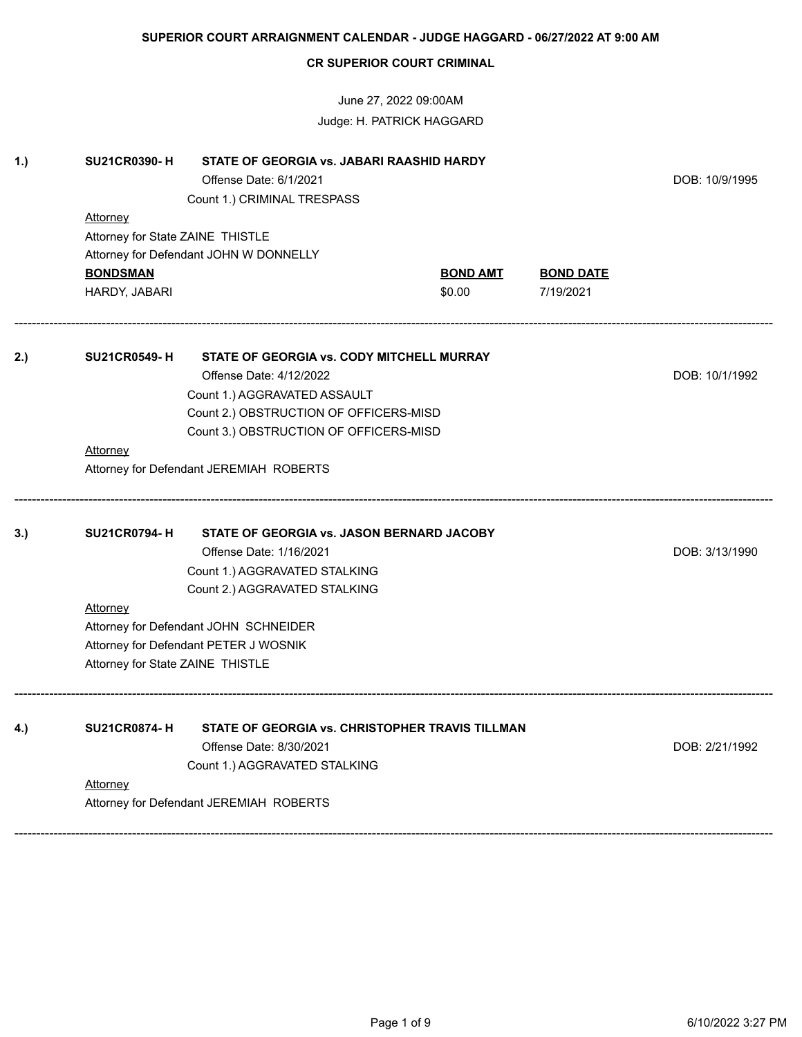**SUPERIOR COURT ARRAIGNMENT CALENDAR - JUDGE HAGGARD - 06/27/2022 AT 9:00 AM**

**CR SUPERIOR COURT CRIMINAL**

June 27, 2022 09:00AM

Judge: H. PATRICK HAGGARD

---

**1.) SU21CR0390- H** **STATE OF GEORGIA vs. JABARI RAASHID HARDY**

Offense Date: 6/1/2021 — DOB: 10/9/1995

Count 1.) CRIMINAL TRESPASS

Attorney

Attorney for State ZAINE THISTLE

Attorney for Defendant JOHN W DONNELLY

| BONDSMAN | BOND AMT | BOND DATE |
|---|---|---|
| HARDY, JABARI | $0.00 | 7/19/2021 |

---

**2.) SU21CR0549- H** **STATE OF GEORGIA vs. CODY MITCHELL MURRAY**

Offense Date: 4/12/2022 — DOB: 10/1/1992

Count 1.) AGGRAVATED ASSAULT

Count 2.) OBSTRUCTION OF OFFICERS-MISD

Count 3.) OBSTRUCTION OF OFFICERS-MISD

Attorney

Attorney for Defendant JEREMIAH ROBERTS

---

**3.) SU21CR0794- H** **STATE OF GEORGIA vs. JASON BERNARD JACOBY**

Offense Date: 1/16/2021 — DOB: 3/13/1990

Count 1.) AGGRAVATED STALKING

Count 2.) AGGRAVATED STALKING

Attorney

Attorney for Defendant JOHN SCHNEIDER

Attorney for Defendant PETER J WOSNIK

Attorney for State ZAINE THISTLE

---

**4.) SU21CR0874- H** **STATE OF GEORGIA vs. CHRISTOPHER TRAVIS TILLMAN**

Offense Date: 8/30/2021 — DOB: 2/21/1992

Count 1.) AGGRAVATED STALKING

Attorney

Attorney for Defendant JEREMIAH ROBERTS

---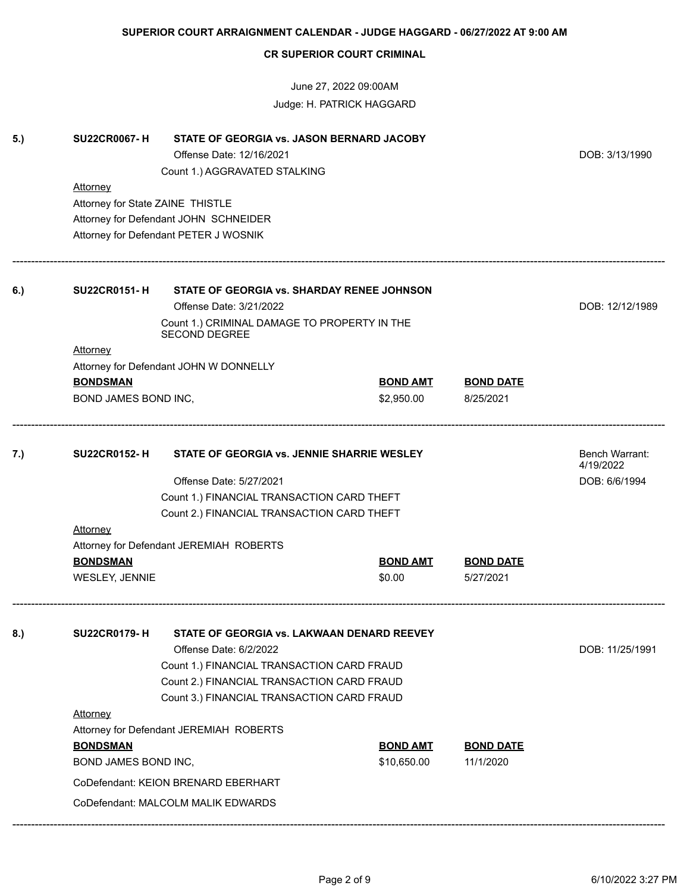**SUPERIOR COURT ARRAIGNMENT CALENDAR - JUDGE HAGGARD - 06/27/2022 AT 9:00 AM**

**CR SUPERIOR COURT CRIMINAL**

June 27, 2022 09:00AM

Judge: H. PATRICK HAGGARD

---

**5.)** **SU22CR0067- H** **STATE OF GEORGIA vs. JASON BERNARD JACOBY**

Offense Date: 12/16/2021 — DOB: 3/13/1990

Count 1.) AGGRAVATED STALKING

Attorney

Attorney for State ZAINE THISTLE

Attorney for Defendant JOHN SCHNEIDER

Attorney for Defendant PETER J WOSNIK

---

**6.)** **SU22CR0151- H** **STATE OF GEORGIA vs. SHARDAY RENEE JOHNSON**

Offense Date: 3/21/2022 — DOB: 12/12/1989

Count 1.) CRIMINAL DAMAGE TO PROPERTY IN THE SECOND DEGREE

Attorney

Attorney for Defendant JOHN W DONNELLY

| BONDSMAN | BOND AMT | BOND DATE |
|---|---|---|
| BOND JAMES BOND INC, | $2,950.00 | 8/25/2021 |

---

**7.)** **SU22CR0152- H** **STATE OF GEORGIA vs. JENNIE SHARRIE WESLEY**

Bench Warrant: 4/19/2022

Offense Date: 5/27/2021 — DOB: 6/6/1994

Count 1.) FINANCIAL TRANSACTION CARD THEFT

Count 2.) FINANCIAL TRANSACTION CARD THEFT

Attorney

Attorney for Defendant JEREMIAH ROBERTS

| BONDSMAN | BOND AMT | BOND DATE |
|---|---|---|
| WESLEY, JENNIE | $0.00 | 5/27/2021 |

---

**8.)** **SU22CR0179- H** **STATE OF GEORGIA vs. LAKWAAN DENARD REEVEY**

Offense Date: 6/2/2022 — DOB: 11/25/1991

Count 1.) FINANCIAL TRANSACTION CARD FRAUD

Count 2.) FINANCIAL TRANSACTION CARD FRAUD

Count 3.) FINANCIAL TRANSACTION CARD FRAUD

Attorney

Attorney for Defendant JEREMIAH ROBERTS

| BONDSMAN | BOND AMT | BOND DATE |
|---|---|---|
| BOND JAMES BOND INC, | $10,650.00 | 11/1/2020 |

CoDefendant: KEION BRENARD EBERHART

CoDefendant: MALCOLM MALIK EDWARDS

---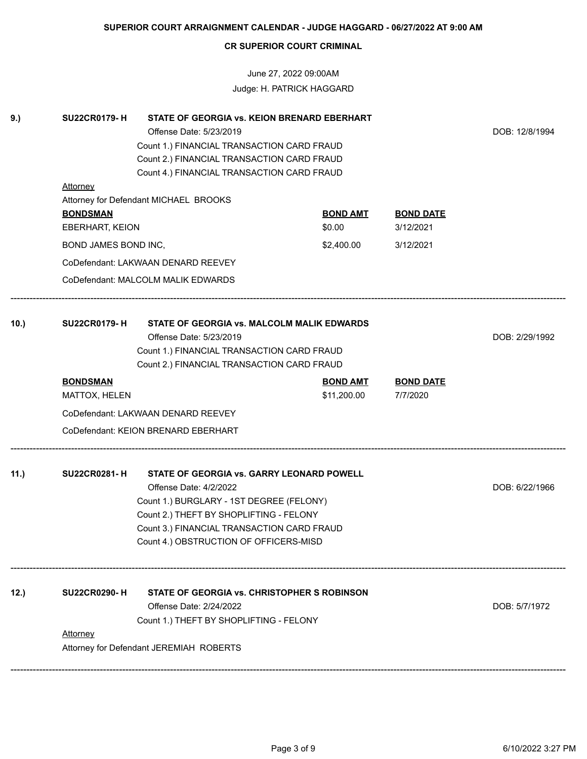**SUPERIOR COURT ARRAIGNMENT CALENDAR - JUDGE HAGGARD - 06/27/2022 AT 9:00 AM**

**CR SUPERIOR COURT CRIMINAL**

June 27, 2022 09:00AM

Judge: H. PATRICK HAGGARD

---

**9.)** **SU22CR0179- H** **STATE OF GEORGIA vs. KEION BRENARD EBERHART**

Offense Date: 5/23/2019 — DOB: 12/8/1994

Count 1.) FINANCIAL TRANSACTION CARD FRAUD
Count 2.) FINANCIAL TRANSACTION CARD FRAUD
Count 4.) FINANCIAL TRANSACTION CARD FRAUD

Attorney
Attorney for Defendant MICHAEL BROOKS

| BONDSMAN | BOND AMT | BOND DATE |
|---|---|---|
| EBERHART, KEION | $0.00 | 3/12/2021 |
| BOND JAMES BOND INC, | $2,400.00 | 3/12/2021 |

CoDefendant: LAKWAAN DENARD REEVEY

CoDefendant: MALCOLM MALIK EDWARDS

---

**10.)** **SU22CR0179- H** **STATE OF GEORGIA vs. MALCOLM MALIK EDWARDS**

Offense Date: 5/23/2019 — DOB: 2/29/1992

Count 1.) FINANCIAL TRANSACTION CARD FRAUD
Count 2.) FINANCIAL TRANSACTION CARD FRAUD

| BONDSMAN | BOND AMT | BOND DATE |
|---|---|---|
| MATTOX, HELEN | $11,200.00 | 7/7/2020 |

CoDefendant: LAKWAAN DENARD REEVEY

CoDefendant: KEION BRENARD EBERHART

---

**11.)** **SU22CR0281- H** **STATE OF GEORGIA vs. GARRY LEONARD POWELL**

Offense Date: 4/2/2022 — DOB: 6/22/1966

Count 1.) BURGLARY - 1ST DEGREE (FELONY)
Count 2.) THEFT BY SHOPLIFTING - FELONY
Count 3.) FINANCIAL TRANSACTION CARD FRAUD
Count 4.) OBSTRUCTION OF OFFICERS-MISD

---

**12.)** **SU22CR0290- H** **STATE OF GEORGIA vs. CHRISTOPHER S ROBINSON**

Offense Date: 2/24/2022 — DOB: 5/7/1972

Count 1.) THEFT BY SHOPLIFTING - FELONY

Attorney
Attorney for Defendant JEREMIAH ROBERTS

---

6/10/2022 3:27 PM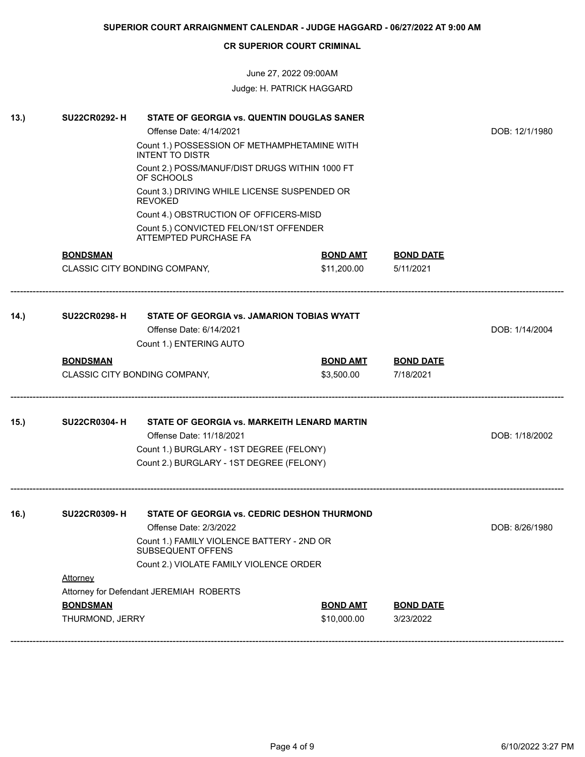**SUPERIOR COURT ARRAIGNMENT CALENDAR - JUDGE HAGGARD - 06/27/2022 AT 9:00 AM**

**CR SUPERIOR COURT CRIMINAL**

June 27, 2022 09:00AM

Judge: H. PATRICK HAGGARD

---

**13.) SU22CR0292- H — STATE OF GEORGIA vs. QUENTIN DOUGLAS SANER**

Offense Date: 4/14/2021 — DOB: 12/1/1980

Count 1.) POSSESSION OF METHAMPHETAMINE WITH INTENT TO DISTR

Count 2.) POSS/MANUF/DIST DRUGS WITHIN 1000 FT OF SCHOOLS

Count 3.) DRIVING WHILE LICENSE SUSPENDED OR REVOKED

Count 4.) OBSTRUCTION OF OFFICERS-MISD

Count 5.) CONVICTED FELON/1ST OFFENDER ATTEMPTED PURCHASE FA

| BONDSMAN | BOND AMT | BOND DATE |
|---|---|---|
| CLASSIC CITY BONDING COMPANY, | $11,200.00 | 5/11/2021 |

---

**14.) SU22CR0298- H — STATE OF GEORGIA vs. JAMARION TOBIAS WYATT**

Offense Date: 6/14/2021 — DOB: 1/14/2004

Count 1.) ENTERING AUTO

| BONDSMAN | BOND AMT | BOND DATE |
|---|---|---|
| CLASSIC CITY BONDING COMPANY, | $3,500.00 | 7/18/2021 |

---

**15.) SU22CR0304- H — STATE OF GEORGIA vs. MARKEITH LENARD MARTIN**

Offense Date: 11/18/2021 — DOB: 1/18/2002

Count 1.) BURGLARY - 1ST DEGREE (FELONY)

Count 2.) BURGLARY - 1ST DEGREE (FELONY)

---

**16.) SU22CR0309- H — STATE OF GEORGIA vs. CEDRIC DESHON THURMOND**

Offense Date: 2/3/2022 — DOB: 8/26/1980

Count 1.) FAMILY VIOLENCE BATTERY - 2ND OR SUBSEQUENT OFFENS

Count 2.) VIOLATE FAMILY VIOLENCE ORDER

Attorney

Attorney for Defendant JEREMIAH ROBERTS

| BONDSMAN | BOND AMT | BOND DATE |
|---|---|---|
| THURMOND, JERRY | $10,000.00 | 3/23/2022 |

---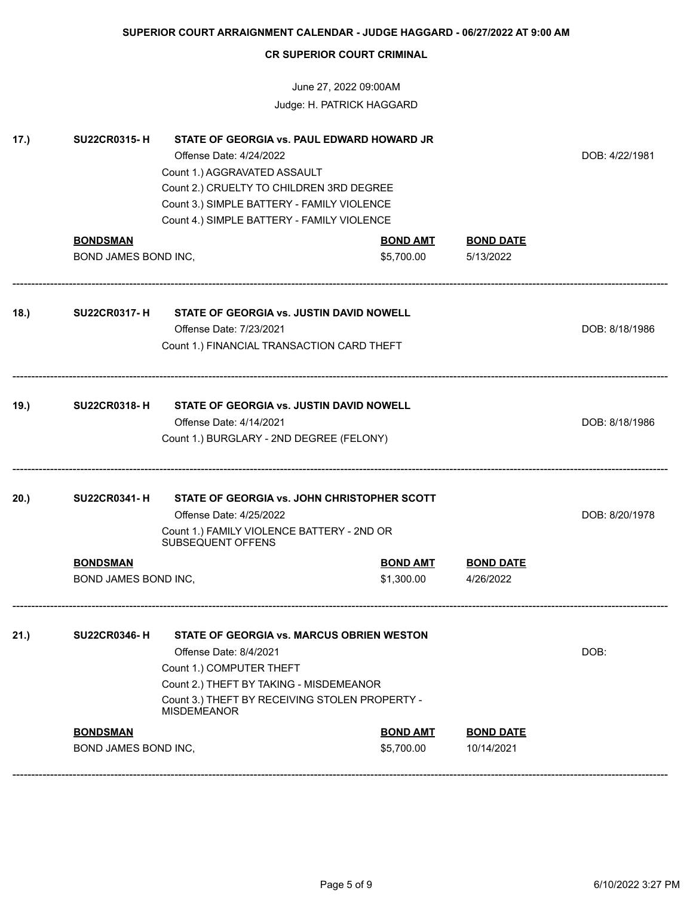**SUPERIOR COURT ARRAIGNMENT CALENDAR - JUDGE HAGGARD - 06/27/2022 AT 9:00 AM**

**CR SUPERIOR COURT CRIMINAL**

June 27, 2022 09:00AM

Judge: H. PATRICK HAGGARD

**17.)** **SU22CR0315- H** **STATE OF GEORGIA vs. PAUL EDWARD HOWARD JR**

Offense Date: 4/24/2022 — DOB: 4/22/1981

Count 1.) AGGRAVATED ASSAULT
Count 2.) CRUELTY TO CHILDREN 3RD DEGREE
Count 3.) SIMPLE BATTERY - FAMILY VIOLENCE
Count 4.) SIMPLE BATTERY - FAMILY VIOLENCE

| BONDSMAN | BOND AMT | BOND DATE |
|---|---|---|
| BOND JAMES BOND INC, | $5,700.00 | 5/13/2022 |

---

**18.)** **SU22CR0317- H** **STATE OF GEORGIA vs. JUSTIN DAVID NOWELL**

Offense Date: 7/23/2021 — DOB: 8/18/1986

Count 1.) FINANCIAL TRANSACTION CARD THEFT

---

**19.)** **SU22CR0318- H** **STATE OF GEORGIA vs. JUSTIN DAVID NOWELL**

Offense Date: 4/14/2021 — DOB: 8/18/1986

Count 1.) BURGLARY - 2ND DEGREE (FELONY)

---

**20.)** **SU22CR0341- H** **STATE OF GEORGIA vs. JOHN CHRISTOPHER SCOTT**

Offense Date: 4/25/2022 — DOB: 8/20/1978

Count 1.) FAMILY VIOLENCE BATTERY - 2ND OR SUBSEQUENT OFFENS

| BONDSMAN | BOND AMT | BOND DATE |
|---|---|---|
| BOND JAMES BOND INC, | $1,300.00 | 4/26/2022 |

---

**21.)** **SU22CR0346- H** **STATE OF GEORGIA vs. MARCUS OBRIEN WESTON**

Offense Date: 8/4/2021 — DOB:

Count 1.) COMPUTER THEFT
Count 2.) THEFT BY TAKING - MISDEMEANOR
Count 3.) THEFT BY RECEIVING STOLEN PROPERTY - MISDEMEANOR

| BONDSMAN | BOND AMT | BOND DATE |
|---|---|---|
| BOND JAMES BOND INC, | $5,700.00 | 10/14/2021 |

---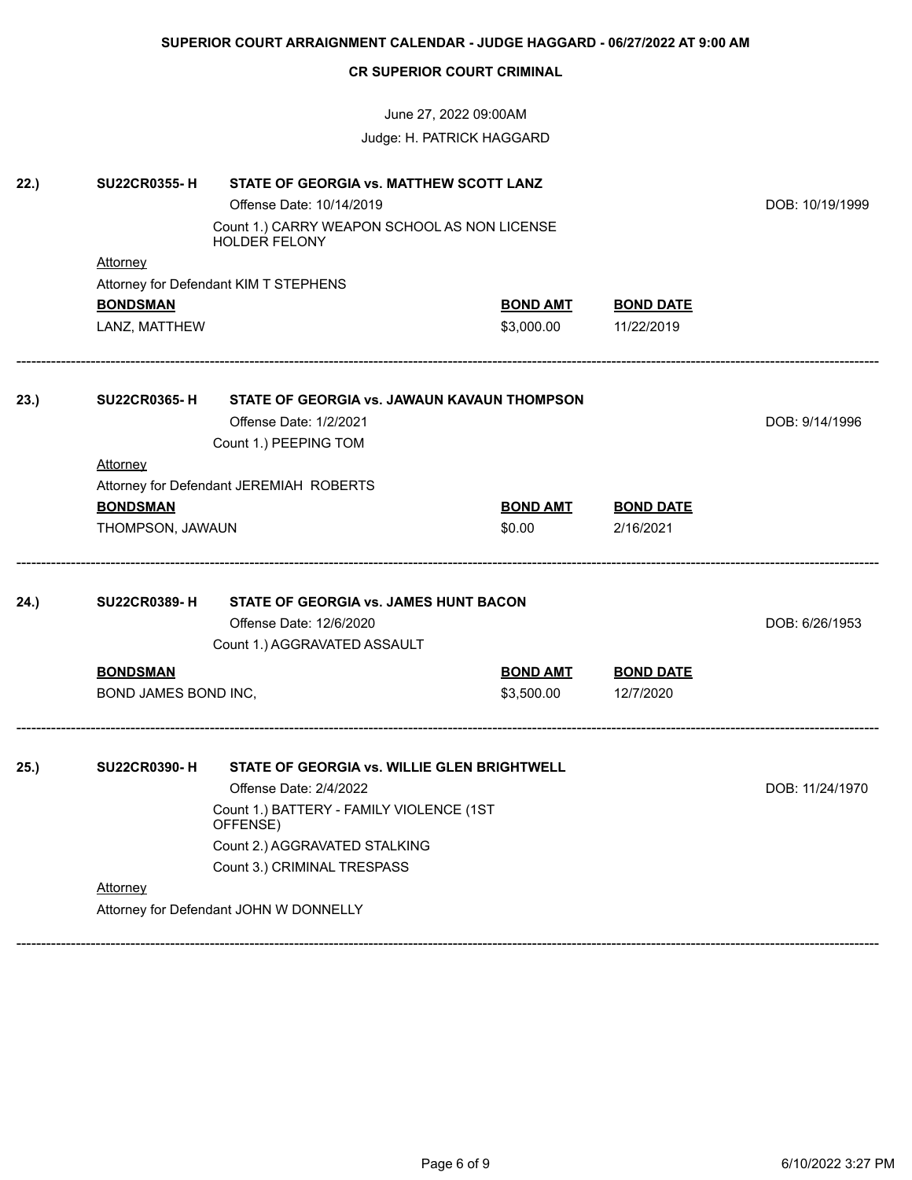**SUPERIOR COURT ARRAIGNMENT CALENDAR - JUDGE HAGGARD - 06/27/2022 AT 9:00 AM**

**CR SUPERIOR COURT CRIMINAL**

June 27, 2022 09:00AM

Judge: H. PATRICK HAGGARD

---

**22.)** **SU22CR0355- H** **STATE OF GEORGIA vs. MATTHEW SCOTT LANZ**

Offense Date: 10/14/2019 — DOB: 10/19/1999

Count 1.) CARRY WEAPON SCHOOL AS NON LICENSE HOLDER FELONY

Attorney

Attorney for Defendant KIM T STEPHENS

| BONDSMAN | BOND AMT | BOND DATE |
|---|---|---|
| LANZ, MATTHEW | $3,000.00 | 11/22/2019 |

---

**23.)** **SU22CR0365- H** **STATE OF GEORGIA vs. JAWAUN KAVAUN THOMPSON**

Offense Date: 1/2/2021 — DOB: 9/14/1996

Count 1.) PEEPING TOM

Attorney

Attorney for Defendant JEREMIAH ROBERTS

| BONDSMAN | BOND AMT | BOND DATE |
|---|---|---|
| THOMPSON, JAWAUN | $0.00 | 2/16/2021 |

---

**24.)** **SU22CR0389- H** **STATE OF GEORGIA vs. JAMES HUNT BACON**

Offense Date: 12/6/2020 — DOB: 6/26/1953

Count 1.) AGGRAVATED ASSAULT

| BONDSMAN | BOND AMT | BOND DATE |
|---|---|---|
| BOND JAMES BOND INC, | $3,500.00 | 12/7/2020 |

---

**25.)** **SU22CR0390- H** **STATE OF GEORGIA vs. WILLIE GLEN BRIGHTWELL**

Offense Date: 2/4/2022 — DOB: 11/24/1970

Count 1.) BATTERY - FAMILY VIOLENCE (1ST OFFENSE)

Count 2.) AGGRAVATED STALKING

Count 3.) CRIMINAL TRESPASS

Attorney

Attorney for Defendant JOHN W DONNELLY

---

6/10/2022 3:27 PM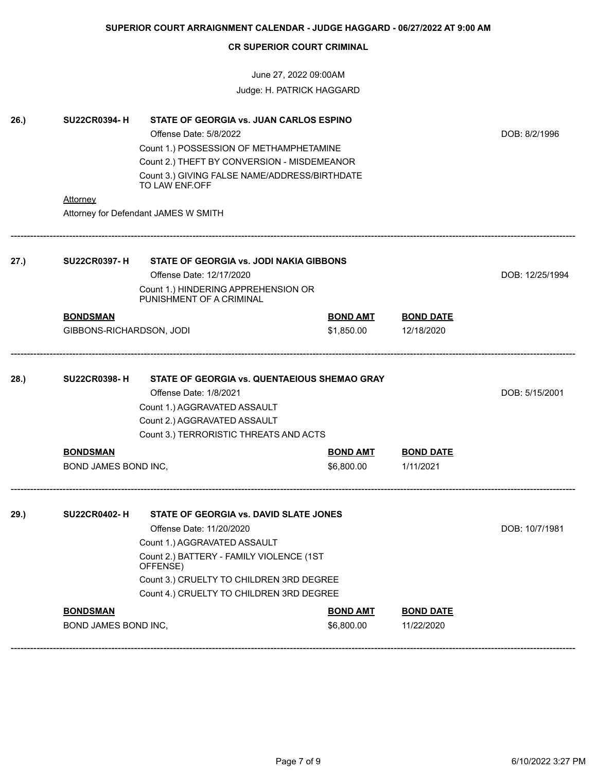**SUPERIOR COURT ARRAIGNMENT CALENDAR - JUDGE HAGGARD - 06/27/2022 AT 9:00 AM**

**CR SUPERIOR COURT CRIMINAL**

June 27, 2022 09:00AM

Judge: H. PATRICK HAGGARD

**26.)** **SU22CR0394- H** **STATE OF GEORGIA vs. JUAN CARLOS ESPINO**

Offense Date: 5/8/2022 — DOB: 8/2/1996

Count 1.) POSSESSION OF METHAMPHETAMINE
Count 2.) THEFT BY CONVERSION - MISDEMEANOR
Count 3.) GIVING FALSE NAME/ADDRESS/BIRTHDATE TO LAW ENF.OFF

Attorney

Attorney for Defendant JAMES W SMITH

---

**27.)** **SU22CR0397- H** **STATE OF GEORGIA vs. JODI NAKIA GIBBONS**

Offense Date: 12/17/2020 — DOB: 12/25/1994

Count 1.) HINDERING APPREHENSION OR PUNISHMENT OF A CRIMINAL

| BONDSMAN | BOND AMT | BOND DATE |
|---|---|---|
| GIBBONS-RICHARDSON, JODI | $1,850.00 | 12/18/2020 |

---

**28.)** **SU22CR0398- H** **STATE OF GEORGIA vs. QUENTAEIOUS SHEMAO GRAY**

Offense Date: 1/8/2021 — DOB: 5/15/2001

Count 1.) AGGRAVATED ASSAULT
Count 2.) AGGRAVATED ASSAULT
Count 3.) TERRORISTIC THREATS AND ACTS

| BONDSMAN | BOND AMT | BOND DATE |
|---|---|---|
| BOND JAMES BOND INC, | $6,800.00 | 1/11/2021 |

---

**29.)** **SU22CR0402- H** **STATE OF GEORGIA vs. DAVID SLATE JONES**

Offense Date: 11/20/2020 — DOB: 10/7/1981

Count 1.) AGGRAVATED ASSAULT
Count 2.) BATTERY - FAMILY VIOLENCE (1ST OFFENSE)
Count 3.) CRUELTY TO CHILDREN 3RD DEGREE
Count 4.) CRUELTY TO CHILDREN 3RD DEGREE

| BONDSMAN | BOND AMT | BOND DATE |
|---|---|---|
| BOND JAMES BOND INC, | $6,800.00 | 11/22/2020 |

---

6/10/2022 3:27 PM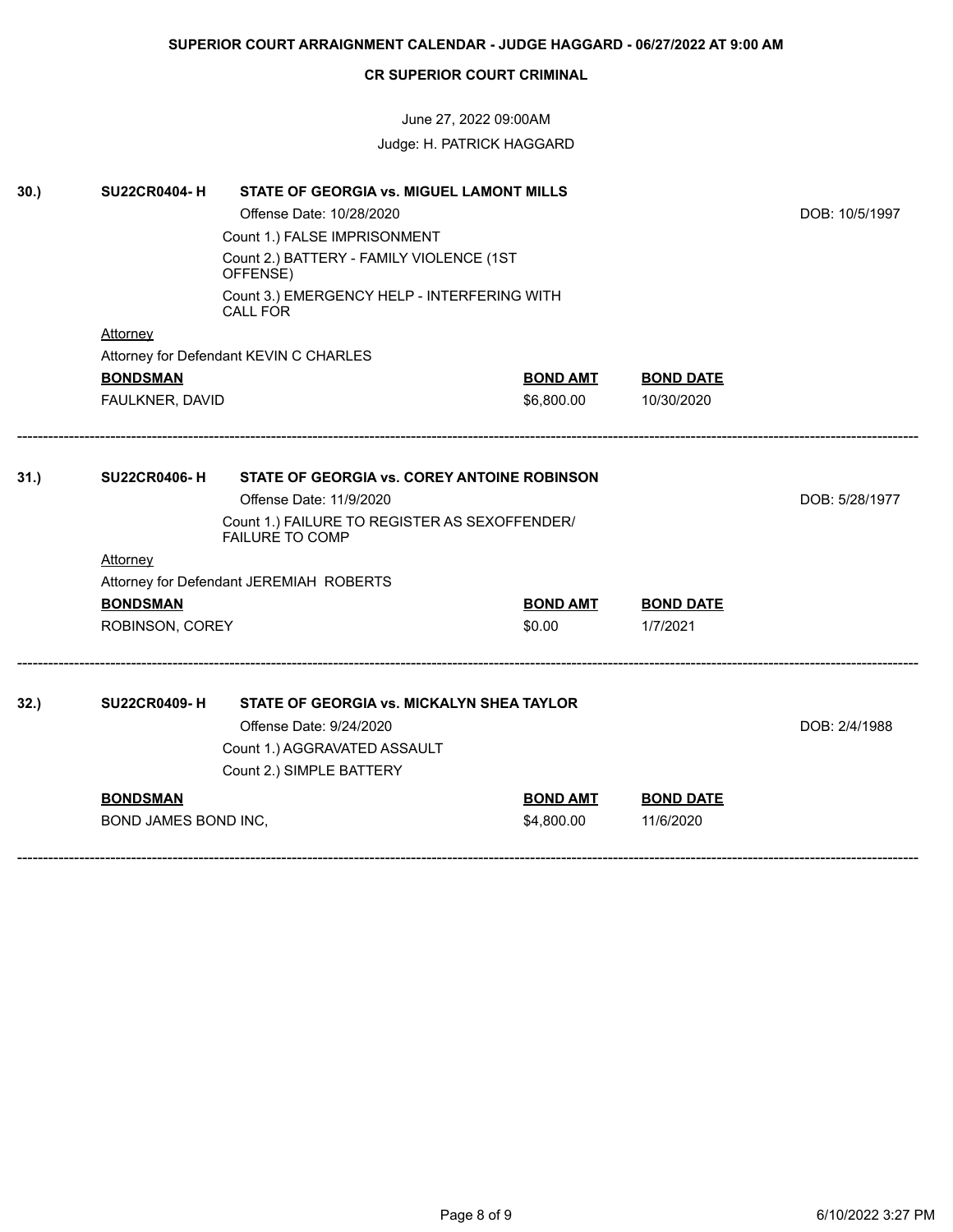**SUPERIOR COURT ARRAIGNMENT CALENDAR - JUDGE HAGGARD - 06/27/2022 AT 9:00 AM**

**CR SUPERIOR COURT CRIMINAL**

June 27, 2022 09:00AM

Judge: H. PATRICK HAGGARD

**30.) SU22CR0404- H — STATE OF GEORGIA vs. MIGUEL LAMONT MILLS**

Offense Date: 10/28/2020 — DOB: 10/5/1997

Count 1.) FALSE IMPRISONMENT

Count 2.) BATTERY - FAMILY VIOLENCE (1ST OFFENSE)

Count 3.) EMERGENCY HELP - INTERFERING WITH CALL FOR

Attorney

Attorney for Defendant KEVIN C CHARLES

| BONDSMAN | BOND AMT | BOND DATE |
|---|---|---|
| FAULKNER, DAVID | $6,800.00 | 10/30/2020 |

---

**31.) SU22CR0406- H — STATE OF GEORGIA vs. COREY ANTOINE ROBINSON**

Offense Date: 11/9/2020 — DOB: 5/28/1977

Count 1.) FAILURE TO REGISTER AS SEXOFFENDER/ FAILURE TO COMP

Attorney

Attorney for Defendant JEREMIAH ROBERTS

| BONDSMAN | BOND AMT | BOND DATE |
|---|---|---|
| ROBINSON, COREY | $0.00 | 1/7/2021 |

---

**32.) SU22CR0409- H — STATE OF GEORGIA vs. MICKALYN SHEA TAYLOR**

Offense Date: 9/24/2020 — DOB: 2/4/1988

Count 1.) AGGRAVATED ASSAULT

Count 2.) SIMPLE BATTERY

| BONDSMAN | BOND AMT | BOND DATE |
|---|---|---|
| BOND JAMES BOND INC, | $4,800.00 | 11/6/2020 |

---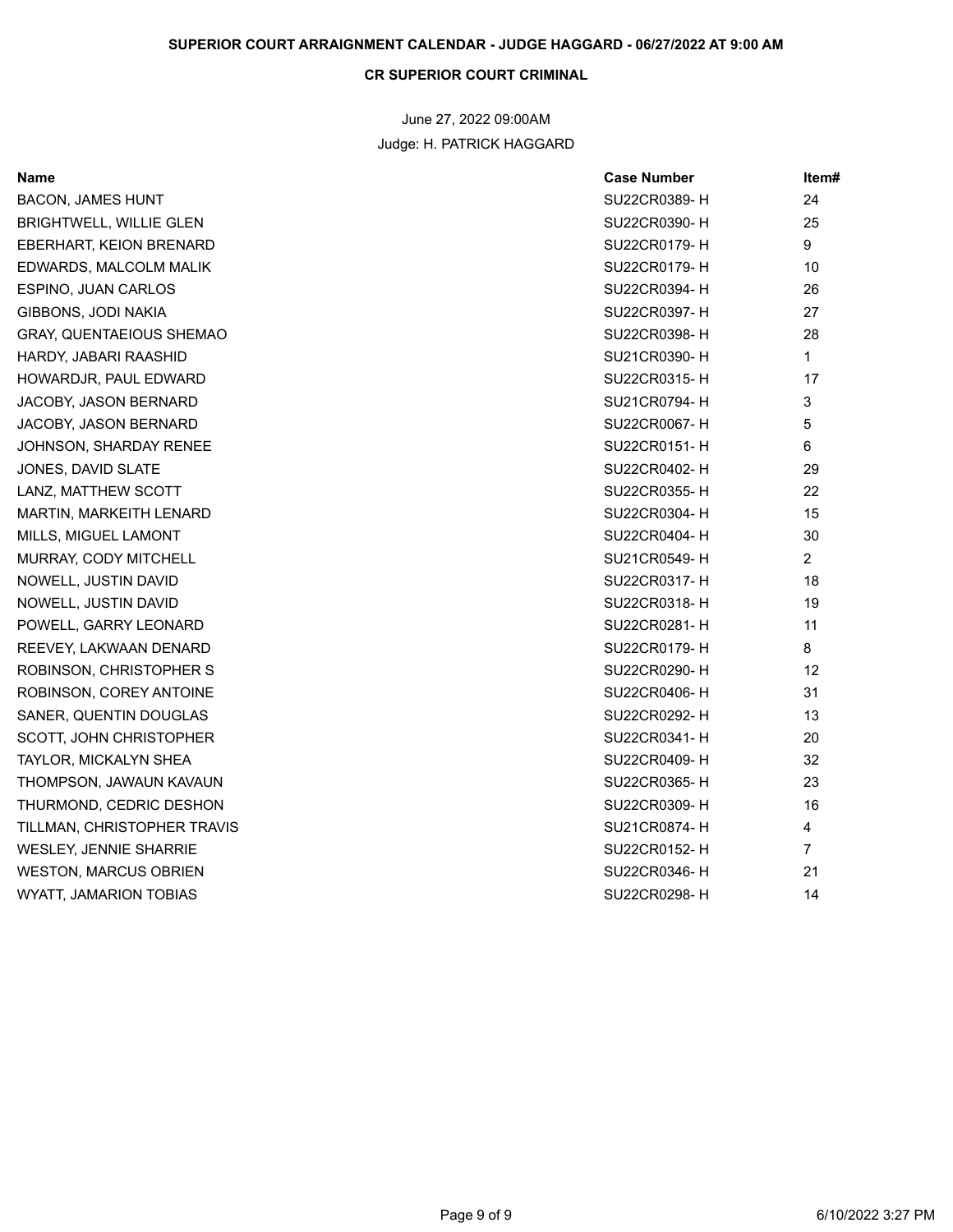**SUPERIOR COURT ARRAIGNMENT CALENDAR - JUDGE HAGGARD - 06/27/2022 AT 9:00 AM**

**CR SUPERIOR COURT CRIMINAL**

June 27, 2022 09:00AM

Judge: H. PATRICK HAGGARD

| Name | Case Number | Item# |
|---|---|---|
| BACON, JAMES HUNT | SU22CR0389- H | 24 |
| BRIGHTWELL, WILLIE GLEN | SU22CR0390- H | 25 |
| EBERHART, KEION BRENARD | SU22CR0179- H | 9 |
| EDWARDS, MALCOLM MALIK | SU22CR0179- H | 10 |
| ESPINO, JUAN CARLOS | SU22CR0394- H | 26 |
| GIBBONS, JODI NAKIA | SU22CR0397- H | 27 |
| GRAY, QUENTAEIOUS SHEMAO | SU22CR0398- H | 28 |
| HARDY, JABARI RAASHID | SU21CR0390- H | 1 |
| HOWARDJR, PAUL EDWARD | SU22CR0315- H | 17 |
| JACOBY, JASON BERNARD | SU21CR0794- H | 3 |
| JACOBY, JASON BERNARD | SU22CR0067- H | 5 |
| JOHNSON, SHARDAY RENEE | SU22CR0151- H | 6 |
| JONES, DAVID SLATE | SU22CR0402- H | 29 |
| LANZ, MATTHEW SCOTT | SU22CR0355- H | 22 |
| MARTIN, MARKEITH LENARD | SU22CR0304- H | 15 |
| MILLS, MIGUEL LAMONT | SU22CR0404- H | 30 |
| MURRAY, CODY MITCHELL | SU21CR0549- H | 2 |
| NOWELL, JUSTIN DAVID | SU22CR0317- H | 18 |
| NOWELL, JUSTIN DAVID | SU22CR0318- H | 19 |
| POWELL, GARRY LEONARD | SU22CR0281- H | 11 |
| REEVEY, LAKWAAN DENARD | SU22CR0179- H | 8 |
| ROBINSON, CHRISTOPHER S | SU22CR0290- H | 12 |
| ROBINSON, COREY ANTOINE | SU22CR0406- H | 31 |
| SANER, QUENTIN DOUGLAS | SU22CR0292- H | 13 |
| SCOTT, JOHN CHRISTOPHER | SU22CR0341- H | 20 |
| TAYLOR, MICKALYN SHEA | SU22CR0409- H | 32 |
| THOMPSON, JAWAUN KAVAUN | SU22CR0365- H | 23 |
| THURMOND, CEDRIC DESHON | SU22CR0309- H | 16 |
| TILLMAN, CHRISTOPHER TRAVIS | SU21CR0874- H | 4 |
| WESLEY, JENNIE SHARRIE | SU22CR0152- H | 7 |
| WESTON, MARCUS OBRIEN | SU22CR0346- H | 21 |
| WYATT, JAMARION TOBIAS | SU22CR0298- H | 14 |

6/10/2022 3:27 PM